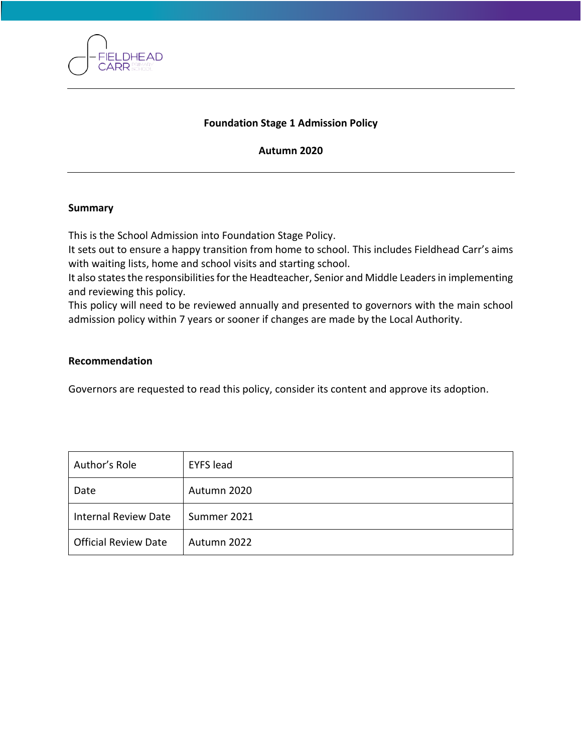FIELDHEAD CARR PRIMARY SCHOOL

# Foundation Stage 1 Admission Policy

**Autumn 2020**

## Summary

This is the School Admission into Foundation Stage Policy.
It sets out to ensure a happy transition from home to school. This includes Fieldhead Carr's aims with waiting lists, home and school visits and starting school.
It also states the responsibilities for the Headteacher, Senior and Middle Leaders in implementing and reviewing this policy.
This policy will need to be reviewed annually and presented to governors with the main school admission policy within 7 years or sooner if changes are made by the Local Authority.

## Recommendation

Governors are requested to read this policy, consider its content and approve its adoption.

| | |
|---|---|
| Author's Role | EYFS lead |
| Date | Autumn 2020 |
| Internal Review Date | Summer 2021 |
| Official Review Date | Autumn 2022 |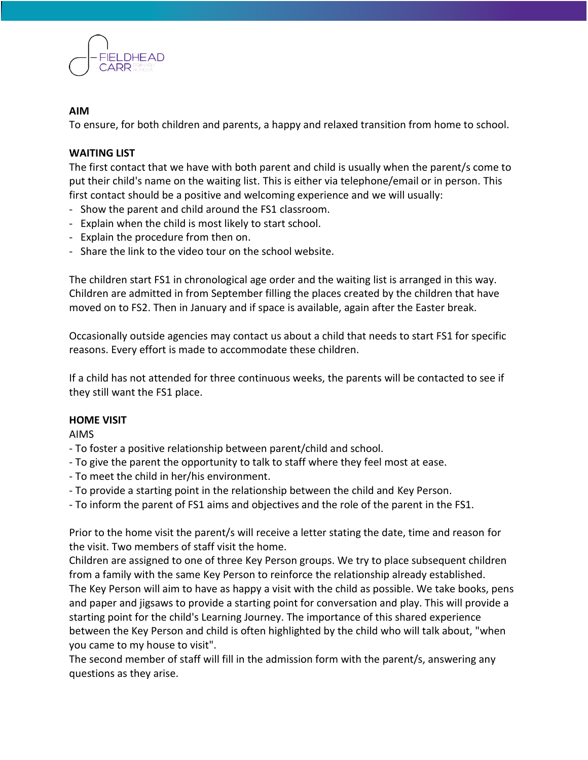## AIM

To ensure, for both children and parents, a happy and relaxed transition from home to school.

## WAITING LIST

The first contact that we have with both parent and child is usually when the parent/s come to put their child's name on the waiting list. This is either via telephone/email or in person. This first contact should be a positive and welcoming experience and we will usually:

- Show the parent and child around the FS1 classroom.
- Explain when the child is most likely to start school.
- Explain the procedure from then on.
- Share the link to the video tour on the school website.

The children start FS1 in chronological age order and the waiting list is arranged in this way. Children are admitted in from September filling the places created by the children that have moved on to FS2. Then in January and if space is available, again after the Easter break.

Occasionally outside agencies may contact us about a child that needs to start FS1 for specific reasons. Every effort is made to accommodate these children.

If a child has not attended for three continuous weeks, the parents will be contacted to see if they still want the FS1 place.

## HOME VISIT

AIMS

- To foster a positive relationship between parent/child and school.
- To give the parent the opportunity to talk to staff where they feel most at ease.
- To meet the child in her/his environment.
- To provide a starting point in the relationship between the child and Key Person.
- To inform the parent of FS1 aims and objectives and the role of the parent in the FS1.

Prior to the home visit the parent/s will receive a letter stating the date, time and reason for the visit. Two members of staff visit the home.

Children are assigned to one of three Key Person groups. We try to place subsequent children from a family with the same Key Person to reinforce the relationship already established.

The Key Person will aim to have as happy a visit with the child as possible. We take books, pens and paper and jigsaws to provide a starting point for conversation and play. This will provide a starting point for the child's Learning Journey. The importance of this shared experience between the Key Person and child is often highlighted by the child who will talk about, "when you came to my house to visit".

The second member of staff will fill in the admission form with the parent/s, answering any questions as they arise.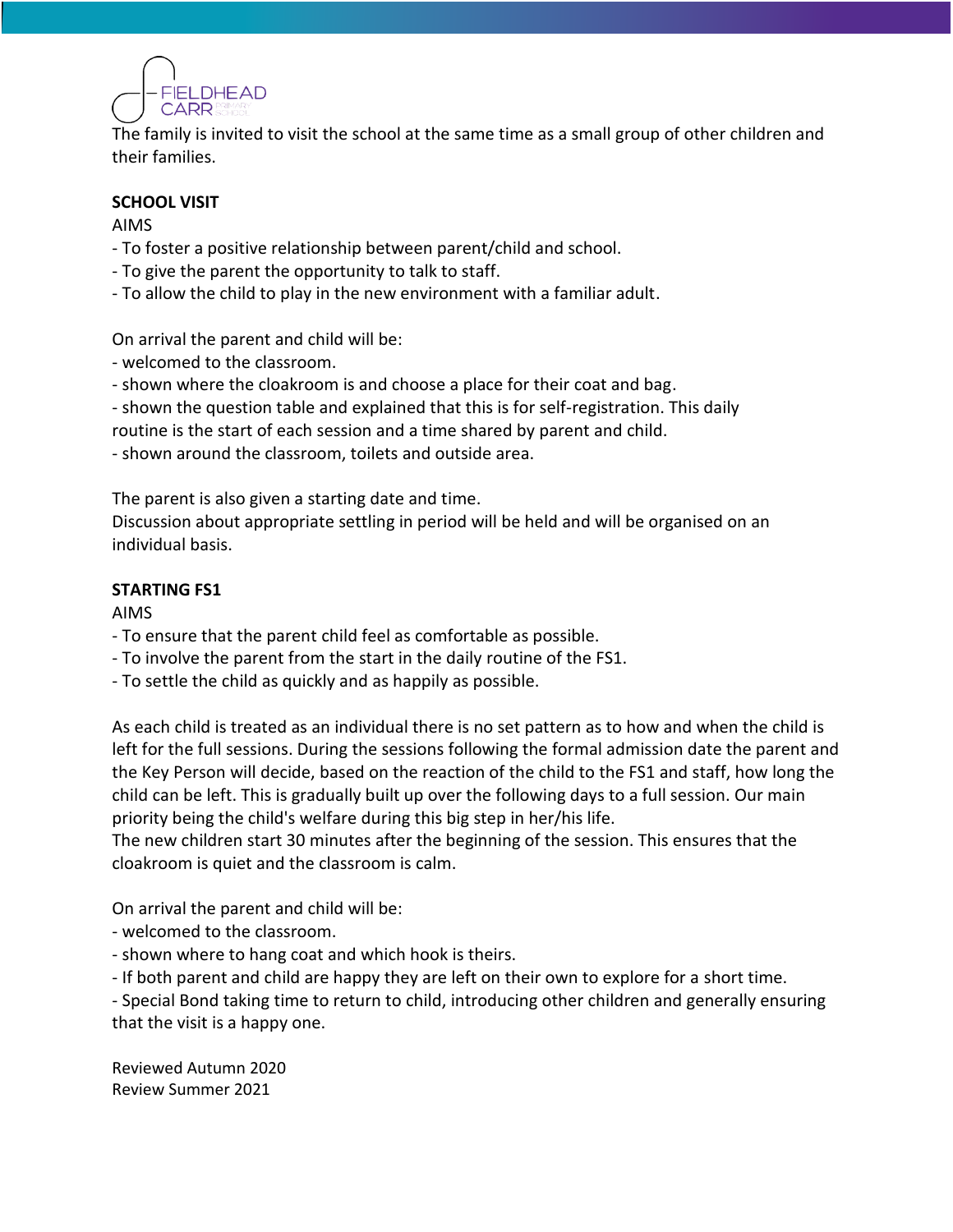The family is invited to visit the school at the same time as a small group of other children and their families.

**SCHOOL VISIT**

AIMS

- To foster a positive relationship between parent/child and school.
- To give the parent the opportunity to talk to staff.
- To allow the child to play in the new environment with a familiar adult.

On arrival the parent and child will be:

- welcomed to the classroom.
- shown where the cloakroom is and choose a place for their coat and bag.
- shown the question table and explained that this is for self-registration. This daily routine is the start of each session and a time shared by parent and child.
- shown around the classroom, toilets and outside area.

The parent is also given a starting date and time.
Discussion about appropriate settling in period will be held and will be organised on an individual basis.

**STARTING FS1**

AIMS

- To ensure that the parent child feel as comfortable as possible.
- To involve the parent from the start in the daily routine of the FS1.
- To settle the child as quickly and as happily as possible.

As each child is treated as an individual there is no set pattern as to how and when the child is left for the full sessions. During the sessions following the formal admission date the parent and the Key Person will decide, based on the reaction of the child to the FS1 and staff, how long the child can be left. This is gradually built up over the following days to a full session. Our main priority being the child's welfare during this big step in her/his life.
The new children start 30 minutes after the beginning of the session. This ensures that the cloakroom is quiet and the classroom is calm.

On arrival the parent and child will be:

- welcomed to the classroom.
- shown where to hang coat and which hook is theirs.
- If both parent and child are happy they are left on their own to explore for a short time.
- Special Bond taking time to return to child, introducing other children and generally ensuring that the visit is a happy one.

Reviewed Autumn 2020
Review Summer 2021